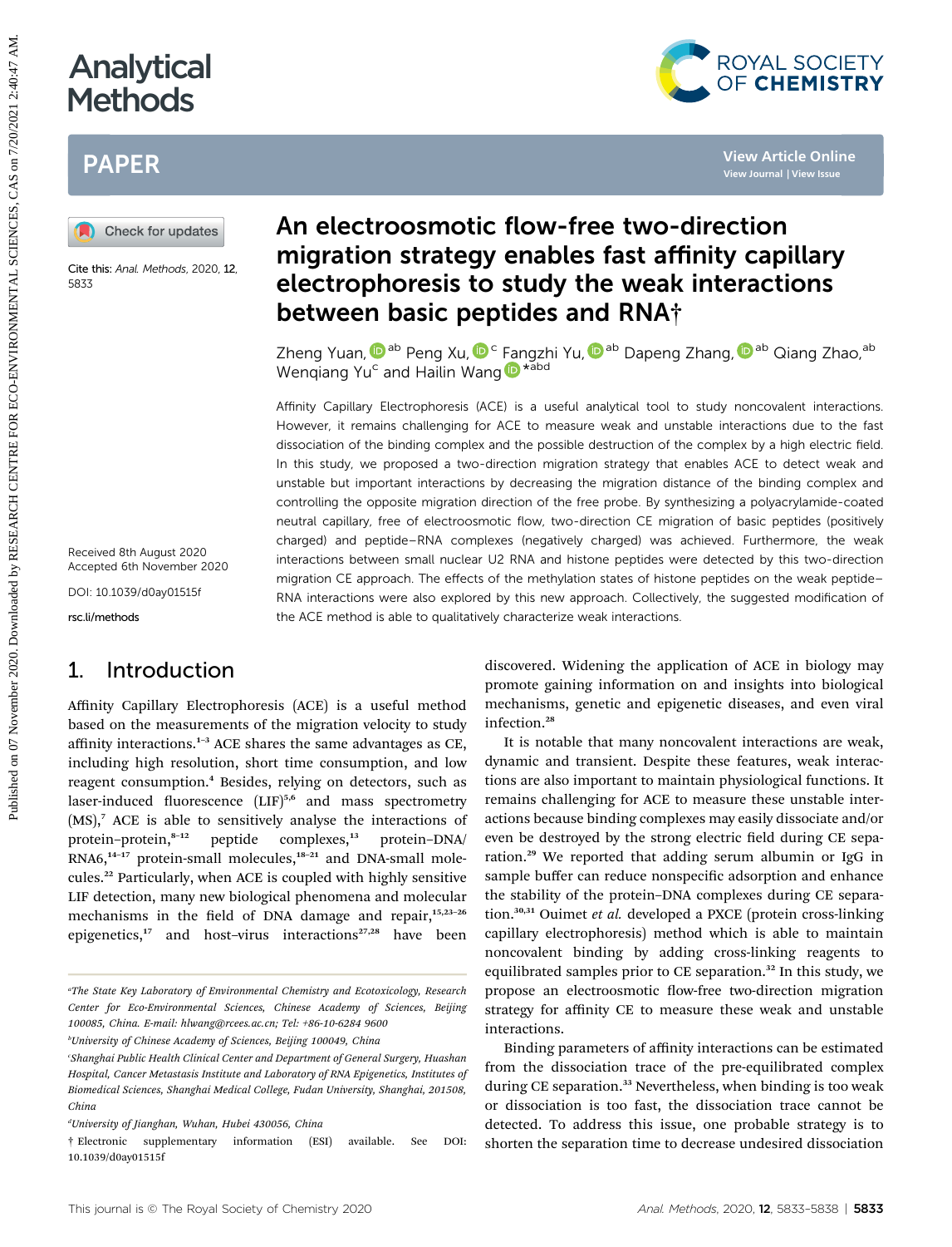# An electroosmotic flow-free two-direction migration strategy enables fast affinity capillary electrophoresis to study the weak interactions between basic peptides and RNA†

Zheng Yuan,[ab] Peng Xu,[c] Fangzhi Yu,[ab] Dapeng Zhang,[ab] Qiang Zhao,[ab] Wenqiang Yu[c] and Hailin Wang*[abd]

Cite this: *Anal. Methods*, 2020, 12, 5833

Received 8th August 2020
Accepted 6th November 2020

DOI: 10.1039/d0ay01515f

rsc.li/methods

Affinity Capillary Electrophoresis (ACE) is a useful analytical tool to study noncovalent interactions. However, it remains challenging for ACE to measure weak and unstable interactions due to the fast dissociation of the binding complex and the possible destruction of the complex by a high electric field. In this study, we proposed a two-direction migration strategy that enables ACE to detect weak and unstable but important interactions by decreasing the migration distance of the binding complex and controlling the opposite migration direction of the free probe. By synthesizing a polyacrylamide-coated neutral capillary, free of electroosmotic flow, two-direction CE migration of basic peptides (positively charged) and peptide–RNA complexes (negatively charged) was achieved. Furthermore, the weak interactions between small nuclear U2 RNA and histone peptides were detected by this two-direction migration CE approach. The effects of the methylation states of histone peptides on the weak peptide–RNA interactions were also explored by this new approach. Collectively, the suggested modification of the ACE method is able to qualitatively characterize weak interactions.

## 1. Introduction

Affinity Capillary Electrophoresis (ACE) is a useful method based on the measurements of the migration velocity to study affinity interactions.[1–3] ACE shares the same advantages as CE, including high resolution, short time consumption, and low reagent consumption.[4] Besides, relying on detectors, such as laser-induced fluorescence (LIF)[5,6] and mass spectrometry (MS),[7] ACE is able to sensitively analyse the interactions of protein–protein,[8–12] peptide complexes,[13] protein–DNA/RNA6,[14–17] protein-small molecules,[18–21] and DNA-small molecules.[22] Particularly, when ACE is coupled with highly sensitive LIF detection, many new biological phenomena and molecular mechanisms in the field of DNA damage and repair,[15,23–26] epigenetics,[17] and host–virus interactions[27,28] have been discovered. Widening the application of ACE in biology may promote gaining information on and insights into biological mechanisms, genetic and epigenetic diseases, and even viral infection.[28]

It is notable that many noncovalent interactions are weak, dynamic and transient. Despite these features, weak interactions are also important to maintain physiological functions. It remains challenging for ACE to measure these unstable interactions because binding complexes may easily dissociate and/or even be destroyed by the strong electric field during CE separation.[29] We reported that adding serum albumin or IgG in sample buffer can reduce nonspecific adsorption and enhance the stability of the protein–DNA complexes during CE separation.[30,31] Ouimet *et al.* developed a PXCE (protein cross-linking capillary electrophoresis) method which is able to maintain noncovalent binding by adding cross-linking reagents to equilibrated samples prior to CE separation.[32] In this study, we propose an electroosmotic flow-free two-direction migration strategy for affinity CE to measure these weak and unstable interactions.

Binding parameters of affinity interactions can be estimated from the dissociation trace of the pre-equilibrated complex during CE separation.[33] Nevertheless, when binding is too weak or dissociation is too fast, the dissociation trace cannot be detected. To address this issue, one probable strategy is to shorten the separation time to decrease undesired dissociation

---

[a]The State Key Laboratory of Environmental Chemistry and Ecotoxicology, Research Center for Eco-Environmental Sciences, Chinese Academy of Sciences, Beijing 100085, China. E-mail: hlwang@rcees.ac.cn; Tel: +86-10-6284 9600

[b]University of Chinese Academy of Sciences, Beijing 100049, China

[c]Shanghai Public Health Clinical Center and Department of General Surgery, Huashan Hospital, Cancer Metastasis Institute and Laboratory of RNA Epigenetics, Institutes of Biomedical Sciences, Shanghai Medical College, Fudan University, Shanghai, 201508, China

[d]University of Jianghan, Wuhan, Hubei 430056, China

† Electronic supplementary information (ESI) available. See DOI: 10.1039/d0ay01515f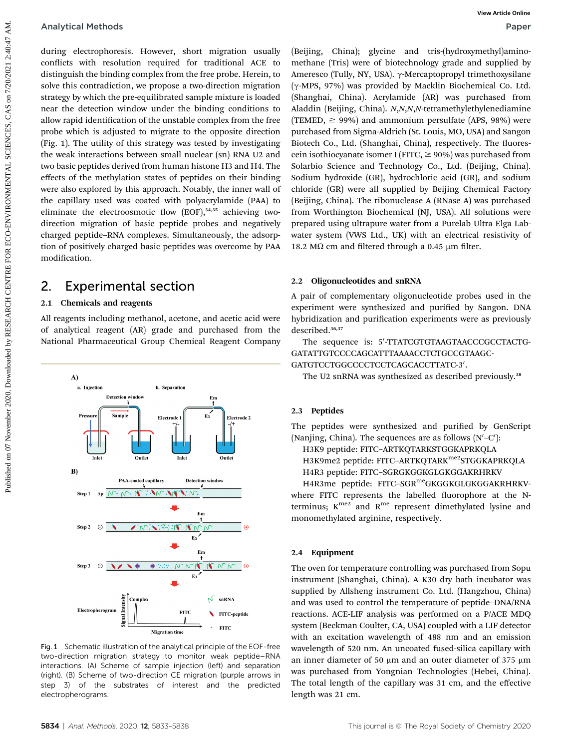during electrophoresis. However, short migration usually conflicts with resolution required for traditional ACE to distinguish the binding complex from the free probe. Herein, to solve this contradiction, we propose a two-direction migration strategy by which the pre-equilibrated sample mixture is loaded near the detection window under the binding conditions to allow rapid identification of the unstable complex from the free probe which is adjusted to migrate to the opposite direction (Fig. 1). The utility of this strategy was tested by investigating the weak interactions between small nuclear (sn) RNA U2 and two basic peptides derived from human histone H3 and H4. The effects of the methylation states of peptides on their binding were also explored by this approach. Notably, the inner wall of the capillary used was coated with polyacrylamide (PAA) to eliminate the electroosmotic flow (EOF),[34,35] achieving two-direction migration of basic peptide probes and negatively charged peptide–RNA complexes. Simultaneously, the adsorption of positively charged basic peptides was overcome by PAA modification.

## 2. Experimental section

### 2.1 Chemicals and reagents

All reagents including methanol, acetone, and acetic acid were of analytical reagent (AR) grade and purchased from the National Pharmaceutical Group Chemical Reagent Company (Beijing, China); glycine and tris-(hydroxymethyl)aminomethane (Tris) were of biotechnology grade and supplied by Ameresco (Tully, NY, USA). γ-Mercaptopropyl trimethoxysilane (γ-MPS, 97%) was provided by Macklin Biochemical Co. Ltd. (Shanghai, China). Acrylamide (AR) was purchased from Aladdin (Beijing, China). *N*,*N*,*N*,*N*-tetramethylethylenediamine (TEMED, ≥ 99%) and ammonium persulfate (APS, 98%) were purchased from Sigma-Aldrich (St. Louis, MO, USA) and Sangon Biotech Co., Ltd. (Shanghai, China), respectively. The fluorescein isothiocyanate isomer I (FITC, ≥ 90%) was purchased from Solarbio Science and Technology Co., Ltd. (Beijing, China). Sodium hydroxide (GR), hydrochloric acid (GR), and sodium chloride (GR) were all supplied by Beijing Chemical Factory (Beijing, China). The ribonuclease A (RNase A) was purchased from Worthington Biochemical (NJ, USA). All solutions were prepared using ultrapure water from a Purelab Ultra Elga Labwater system (VWS Ltd., UK) with an electrical resistivity of 18.2 MΩ cm and filtered through a 0.45 μm filter.

Fig. 1 Schematic illustration of the analytical principle of the EOF-free two-direction migration strategy to monitor weak peptide–RNA interactions. (A) Scheme of sample injection (left) and separation (right). (B) Scheme of two-direction CE migration (purple arrows in step 3) of the substrates of interest and the predicted electropherograms.

### 2.2 Oligonucleotides and snRNA

A pair of complementary oligonucleotide probes used in the experiment were synthesized and purified by Sangon. DNA hybridization and purification experiments were as previously described.[36,37]

The sequence is: 5′-TTATCGTGTAAGTAACCCGCCTACTG-GATATTGTCCCCAGCATTTAAAACCTCTGCCGTAAGC-GATGTCCTGGCCCCTCCTCAGCACCTTATC-3′.

The U2 snRNA was synthesized as described previously.[38]

### 2.3 Peptides

The peptides were synthesized and purified by GenScript (Nanjing, China). The sequences are as follows (N′–C′):

H3K9 peptide: FITC–ARTKQTARKSTGGKAPRKQLA

H3K9me2 peptide: FITC–ARTKQTARK$^{me2}$STGGKAPRKQLA

H4R3 peptide: FITC–SGRGKGGKGLGKGGAKRHRKV

H4R3me peptide: FITC–SGR$^{me}$GKGGKGLGKGGAKRHRKV-

where FITC represents the labelled fluorophore at the N-terminus; K$^{me2}$ and R$^{me}$ represent dimethylated lysine and monomethylated arginine, respectively.

### 2.4 Equipment

The oven for temperature controlling was purchased from Sopu instrument (Shanghai, China). A K30 dry bath incubator was supplied by Allsheng instrument Co. Ltd. (Hangzhou, China) and was used to control the temperature of peptide–DNA/RNA reactions. ACE-LIF analysis was performed on a P/ACE MDQ system (Beckman Coulter, CA, USA) coupled with a LIF detector with an excitation wavelength of 488 nm and an emission wavelength of 520 nm. An uncoated fused-silica capillary with an inner diameter of 50 μm and an outer diameter of 375 μm was purchased from Yongnian Technologies (Hebei, China). The total length of the capillary was 31 cm, and the effective length was 21 cm.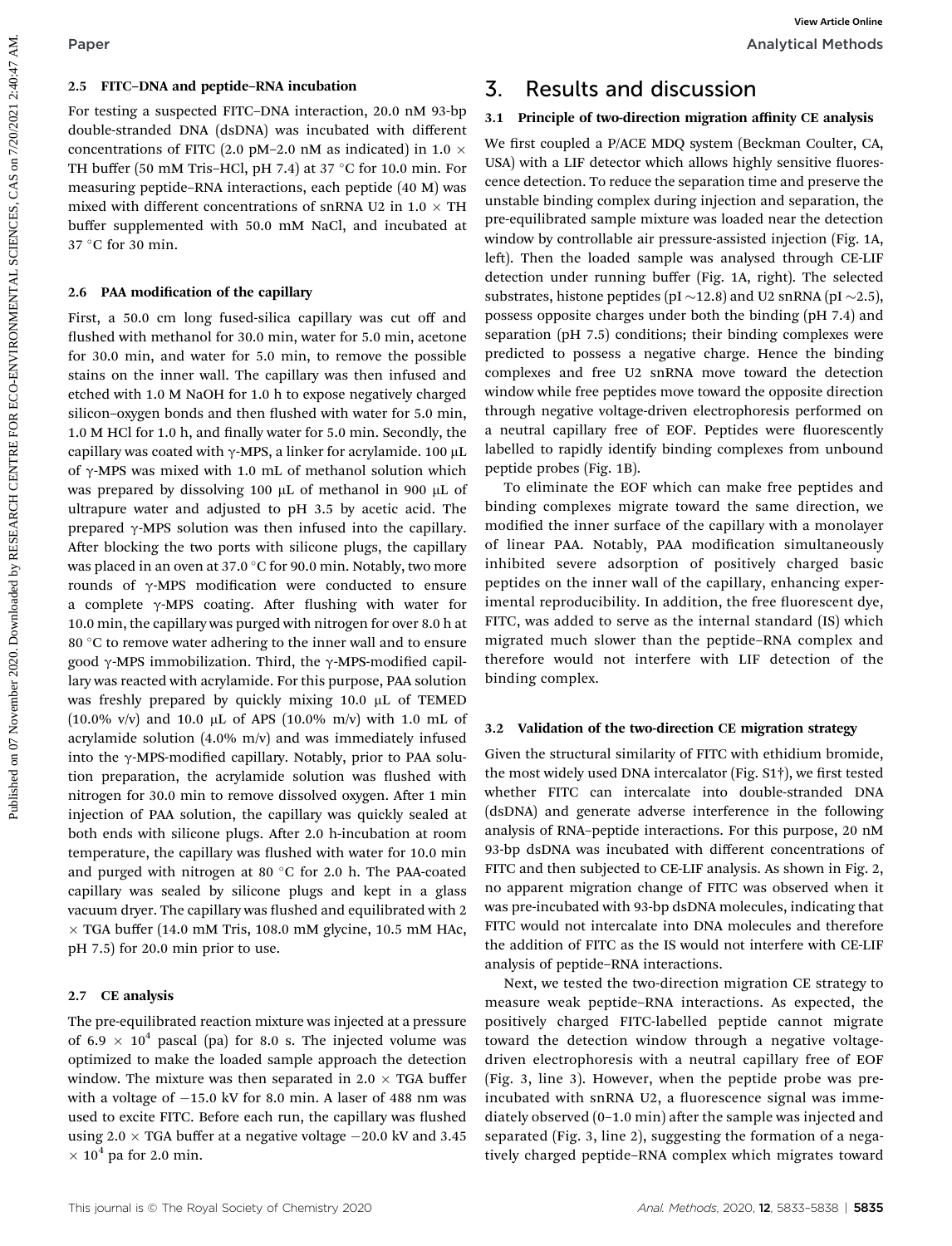### 2.5 FITC–DNA and peptide–RNA incubation

For testing a suspected FITC–DNA interaction, 20.0 nM 93-bp double-stranded DNA (dsDNA) was incubated with different concentrations of FITC (2.0 pM–2.0 nM as indicated) in 1.0 × TH buffer (50 mM Tris–HCl, pH 7.4) at 37 °C for 10.0 min. For measuring peptide–RNA interactions, each peptide (40 M) was mixed with different concentrations of snRNA U2 in 1.0 × TH buffer supplemented with 50.0 mM NaCl, and incubated at 37 °C for 30 min.

### 2.6 PAA modification of the capillary

First, a 50.0 cm long fused-silica capillary was cut off and flushed with methanol for 30.0 min, water for 5.0 min, acetone for 30.0 min, and water for 5.0 min, to remove the possible stains on the inner wall. The capillary was then infused and etched with 1.0 M NaOH for 1.0 h to expose negatively charged silicon–oxygen bonds and then flushed with water for 5.0 min, 1.0 M HCl for 1.0 h, and finally water for 5.0 min. Secondly, the capillary was coated with γ-MPS, a linker for acrylamide. 100 μL of γ-MPS was mixed with 1.0 mL of methanol solution which was prepared by dissolving 100 μL of methanol in 900 μL of ultrapure water and adjusted to pH 3.5 by acetic acid. The prepared γ-MPS solution was then infused into the capillary. After blocking the two ports with silicone plugs, the capillary was placed in an oven at 37.0 °C for 90.0 min. Notably, two more rounds of γ-MPS modification were conducted to ensure a complete γ-MPS coating. After flushing with water for 10.0 min, the capillary was purged with nitrogen for over 8.0 h at 80 °C to remove water adhering to the inner wall and to ensure good γ-MPS immobilization. Third, the γ-MPS-modified capillary was reacted with acrylamide. For this purpose, PAA solution was freshly prepared by quickly mixing 10.0 μL of TEMED (10.0% v/v) and 10.0 μL of APS (10.0% m/v) with 1.0 mL of acrylamide solution (4.0% m/v) and was immediately infused into the γ-MPS-modified capillary. Notably, prior to PAA solution preparation, the acrylamide solution was flushed with nitrogen for 30.0 min to remove dissolved oxygen. After 1 min injection of PAA solution, the capillary was quickly sealed at both ends with silicone plugs. After 2.0 h-incubation at room temperature, the capillary was flushed with water for 10.0 min and purged with nitrogen at 80 °C for 2.0 h. The PAA-coated capillary was sealed by silicone plugs and kept in a glass vacuum dryer. The capillary was flushed and equilibrated with 2 × TGA buffer (14.0 mM Tris, 108.0 mM glycine, 10.5 mM HAc, pH 7.5) for 20.0 min prior to use.

### 2.7 CE analysis

The pre-equilibrated reaction mixture was injected at a pressure of $6.9 \times 10^4$ pascal (pa) for 8.0 s. The injected volume was optimized to make the loaded sample approach the detection window. The mixture was then separated in 2.0 × TGA buffer with a voltage of −15.0 kV for 8.0 min. A laser of 488 nm was used to excite FITC. Before each run, the capillary was flushed using 2.0 × TGA buffer at a negative voltage −20.0 kV and $3.45 \times 10^4$ pa for 2.0 min.

## 3. Results and discussion

### 3.1 Principle of two-direction migration affinity CE analysis

We first coupled a P/ACE MDQ system (Beckman Coulter, CA, USA) with a LIF detector which allows highly sensitive fluorescence detection. To reduce the separation time and preserve the unstable binding complex during injection and separation, the pre-equilibrated sample mixture was loaded near the detection window by controllable air pressure-assisted injection (Fig. 1A, left). Then the loaded sample was analysed through CE-LIF detection under running buffer (Fig. 1A, right). The selected substrates, histone peptides (pI ∼12.8) and U2 snRNA (pI ∼2.5), possess opposite charges under both the binding (pH 7.4) and separation (pH 7.5) conditions; their binding complexes were predicted to possess a negative charge. Hence the binding complexes and free U2 snRNA move toward the detection window while free peptides move toward the opposite direction through negative voltage-driven electrophoresis performed on a neutral capillary free of EOF. Peptides were fluorescently labelled to rapidly identify binding complexes from unbound peptide probes (Fig. 1B).

To eliminate the EOF which can make free peptides and binding complexes migrate toward the same direction, we modified the inner surface of the capillary with a monolayer of linear PAA. Notably, PAA modification simultaneously inhibited severe adsorption of positively charged basic peptides on the inner wall of the capillary, enhancing experimental reproducibility. In addition, the free fluorescent dye, FITC, was added to serve as the internal standard (IS) which migrated much slower than the peptide–RNA complex and therefore would not interfere with LIF detection of the binding complex.

### 3.2 Validation of the two-direction CE migration strategy

Given the structural similarity of FITC with ethidium bromide, the most widely used DNA intercalator (Fig. S1†), we first tested whether FITC can intercalate into double-stranded DNA (dsDNA) and generate adverse interference in the following analysis of RNA–peptide interactions. For this purpose, 20 nM 93-bp dsDNA was incubated with different concentrations of FITC and then subjected to CE-LIF analysis. As shown in Fig. 2, no apparent migration change of FITC was observed when it was pre-incubated with 93-bp dsDNA molecules, indicating that FITC would not intercalate into DNA molecules and therefore the addition of FITC as the IS would not interfere with CE-LIF analysis of peptide–RNA interactions.

Next, we tested the two-direction migration CE strategy to measure weak peptide–RNA interactions. As expected, the positively charged FITC-labelled peptide cannot migrate toward the detection window through a negative voltage-driven electrophoresis with a neutral capillary free of EOF (Fig. 3, line 3). However, when the peptide probe was pre-incubated with snRNA U2, a fluorescence signal was immediately observed (0–1.0 min) after the sample was injected and separated (Fig. 3, line 2), suggesting the formation of a negatively charged peptide–RNA complex which migrates toward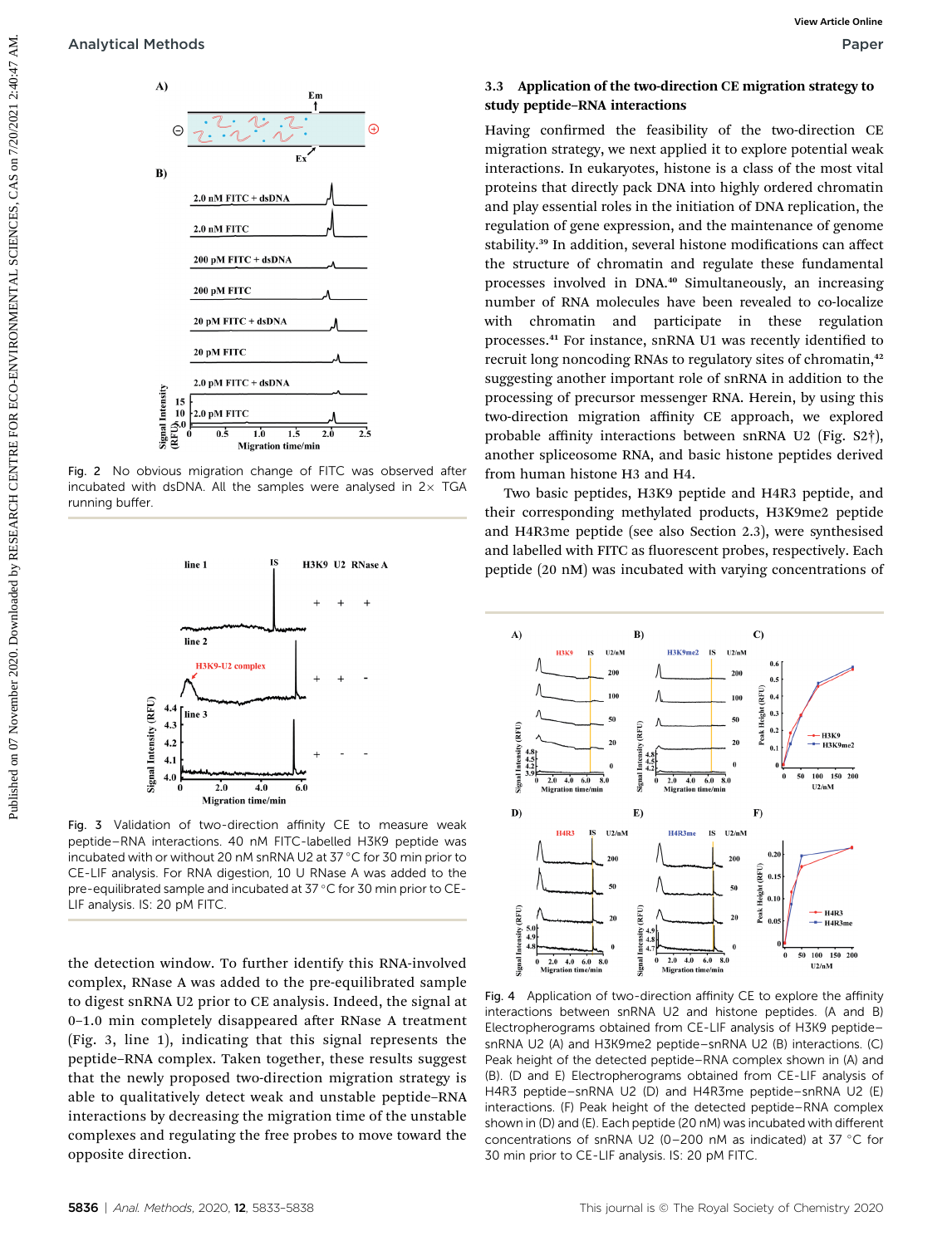Fig. 2 No obvious migration change of FITC was observed after incubated with dsDNA. All the samples were analysed in 2× TGA running buffer.

Fig. 3 Validation of two-direction affinity CE to measure weak peptide–RNA interactions. 40 nM FITC-labelled H3K9 peptide was incubated with or without 20 nM snRNA U2 at 37 °C for 30 min prior to CE-LIF analysis. For RNA digestion, 10 U RNase A was added to the pre-equilibrated sample and incubated at 37 °C for 30 min prior to CE-LIF analysis. IS: 20 pM FITC.

the detection window. To further identify this RNA-involved complex, RNase A was added to the pre-equilibrated sample to digest snRNA U2 prior to CE analysis. Indeed, the signal at 0–1.0 min completely disappeared after RNase A treatment (Fig. 3, line 1), indicating that this signal represents the peptide–RNA complex. Taken together, these results suggest that the newly proposed two-direction migration strategy is able to qualitatively detect weak and unstable peptide–RNA interactions by decreasing the migration time of the unstable complexes and regulating the free probes to move toward the opposite direction.

### 3.3 Application of the two-direction CE migration strategy to study peptide–RNA interactions

Having confirmed the feasibility of the two-direction CE migration strategy, we next applied it to explore potential weak interactions. In eukaryotes, histone is a class of the most vital proteins that directly pack DNA into highly ordered chromatin and play essential roles in the initiation of DNA replication, the regulation of gene expression, and the maintenance of genome stability.[39] In addition, several histone modifications can affect the structure of chromatin and regulate these fundamental processes involved in DNA.[40] Simultaneously, an increasing number of RNA molecules have been revealed to co-localize with chromatin and participate in these regulation processes.[41] For instance, snRNA U1 was recently identified to recruit long noncoding RNAs to regulatory sites of chromatin,[42] suggesting another important role of snRNA in addition to the processing of precursor messenger RNA. Herein, by using this two-direction migration affinity CE approach, we explored probable affinity interactions between snRNA U2 (Fig. S2†), another spliceosome RNA, and basic histone peptides derived from human histone H3 and H4.

Two basic peptides, H3K9 peptide and H4R3 peptide, and their corresponding methylated products, H3K9me2 peptide and H4R3me peptide (see also Section 2.3), were synthesised and labelled with FITC as fluorescent probes, respectively. Each peptide (20 nM) was incubated with varying concentrations of

Fig. 4 Application of two-direction affinity CE to explore the affinity interactions between snRNA U2 and histone peptides. (A and B) Electropherograms obtained from CE-LIF analysis of H3K9 peptide–snRNA U2 (A) and H3K9me2 peptide–snRNA U2 (B) interactions. (C) Peak height of the detected peptide–RNA complex shown in (A) and (B). (D and E) Electropherograms obtained from CE-LIF analysis of H4R3 peptide–snRNA U2 (D) and H4R3me peptide–snRNA U2 (E) interactions. (F) Peak height of the detected peptide–RNA complex shown in (D) and (E). Each peptide (20 nM) was incubated with different concentrations of snRNA U2 (0–200 nM as indicated) at 37 °C for 30 min prior to CE-LIF analysis. IS: 20 pM FITC.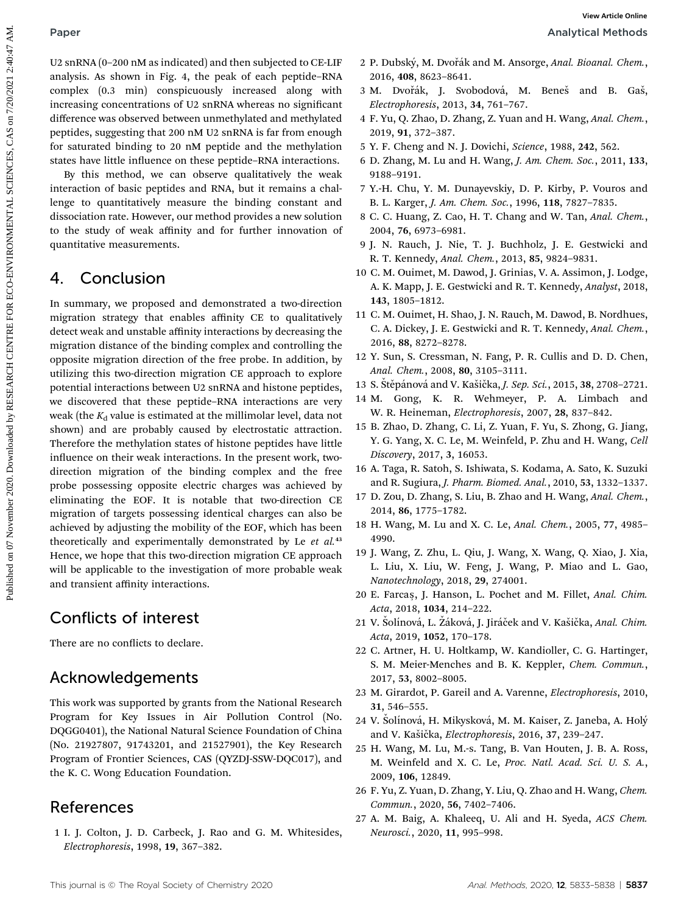U2 snRNA (0–200 nM as indicated) and then subjected to CE-LIF analysis. As shown in Fig. 4, the peak of each peptide–RNA complex (0.3 min) conspicuously increased along with increasing concentrations of U2 snRNA whereas no significant difference was observed between unmethylated and methylated peptides, suggesting that 200 nM U2 snRNA is far from enough for saturated binding to 20 nM peptide and the methylation states have little influence on these peptide–RNA interactions.

By this method, we can observe qualitatively the weak interaction of basic peptides and RNA, but it remains a challenge to quantitatively measure the binding constant and dissociation rate. However, our method provides a new solution to the study of weak affinity and for further innovation of quantitative measurements.

## 4. Conclusion

In summary, we proposed and demonstrated a two-direction migration strategy that enables affinity CE to qualitatively detect weak and unstable affinity interactions by decreasing the migration distance of the binding complex and controlling the opposite migration direction of the free probe. In addition, by utilizing this two-direction migration CE approach to explore potential interactions between U2 snRNA and histone peptides, we discovered that these peptide–RNA interactions are very weak (the $K_d$ value is estimated at the millimolar level, data not shown) and are probably caused by electrostatic attraction. Therefore the methylation states of histone peptides have little influence on their weak interactions. In the present work, two-direction migration of the binding complex and the free probe possessing opposite electric charges was achieved by eliminating the EOF. It is notable that two-direction CE migration of targets possessing identical charges can also be achieved by adjusting the mobility of the EOF, which has been theoretically and experimentally demonstrated by Le *et al.*[43] Hence, we hope that this two-direction migration CE approach will be applicable to the investigation of more probable weak and transient affinity interactions.

## Conflicts of interest

There are no conflicts to declare.

## Acknowledgements

This work was supported by grants from the National Research Program for Key Issues in Air Pollution Control (No. DQGG0401), the National Natural Science Foundation of China (No. 21927807, 91743201, and 21527901), the Key Research Program of Frontier Sciences, CAS (QYZDJ-SSW-DQC017), and the K. C. Wong Education Foundation.

## References

1 I. J. Colton, J. D. Carbeck, J. Rao and G. M. Whitesides, *Electrophoresis*, 1998, **19**, 367–382.

2 P. Dubský, M. Dvořák and M. Ansorge, *Anal. Bioanal. Chem.*, 2016, **408**, 8623–8641.

3 M. Dvořák, J. Svobodová, M. Beneš and B. Gaš, *Electrophoresis*, 2013, **34**, 761–767.

4 F. Yu, Q. Zhao, D. Zhang, Z. Yuan and H. Wang, *Anal. Chem.*, 2019, **91**, 372–387.

5 Y. F. Cheng and N. J. Dovichi, *Science*, 1988, **242**, 562.

6 D. Zhang, M. Lu and H. Wang, *J. Am. Chem. Soc.*, 2011, **133**, 9188–9191.

7 Y.-H. Chu, Y. M. Dunayevskiy, D. P. Kirby, P. Vouros and B. L. Karger, *J. Am. Chem. Soc.*, 1996, **118**, 7827–7835.

8 C. C. Huang, Z. Cao, H. T. Chang and W. Tan, *Anal. Chem.*, 2004, **76**, 6973–6981.

9 J. N. Rauch, J. Nie, T. J. Buchholz, J. E. Gestwicki and R. T. Kennedy, *Anal. Chem.*, 2013, **85**, 9824–9831.

10 C. M. Ouimet, M. Dawod, J. Grinias, V. A. Assimon, J. Lodge, A. K. Mapp, J. E. Gestwicki and R. T. Kennedy, *Analyst*, 2018, **143**, 1805–1812.

11 C. M. Ouimet, H. Shao, J. N. Rauch, M. Dawod, B. Nordhues, C. A. Dickey, J. E. Gestwicki and R. T. Kennedy, *Anal. Chem.*, 2016, **88**, 8272–8278.

12 Y. Sun, S. Cressman, N. Fang, P. R. Cullis and D. D. Chen, *Anal. Chem.*, 2008, **80**, 3105–3111.

13 S. Štěpánová and V. Kašička, *J. Sep. Sci.*, 2015, **38**, 2708–2721.

14 M. Gong, K. R. Wehmeyer, P. A. Limbach and W. R. Heineman, *Electrophoresis*, 2007, **28**, 837–842.

15 B. Zhao, D. Zhang, C. Li, Z. Yuan, F. Yu, S. Zhong, G. Jiang, Y. G. Yang, X. C. Le, M. Weinfeld, P. Zhu and H. Wang, *Cell Discovery*, 2017, **3**, 16053.

16 A. Taga, R. Satoh, S. Ishiwata, S. Kodama, A. Sato, K. Suzuki and R. Sugiura, *J. Pharm. Biomed. Anal.*, 2010, **53**, 1332–1337.

17 D. Zou, D. Zhang, S. Liu, B. Zhao and H. Wang, *Anal. Chem.*, 2014, **86**, 1775–1782.

18 H. Wang, M. Lu and X. C. Le, *Anal. Chem.*, 2005, **77**, 4985–4990.

19 J. Wang, Z. Zhu, L. Qiu, J. Wang, X. Wang, Q. Xiao, J. Xia, L. Liu, X. Liu, W. Feng, J. Wang, P. Miao and L. Gao, *Nanotechnology*, 2018, **29**, 274001.

20 E. Farcaş, J. Hanson, L. Pochet and M. Fillet, *Anal. Chim. Acta*, 2018, **1034**, 214–222.

21 V. Šolínová, L. Žáková, J. Jiráček and V. Kašička, *Anal. Chim. Acta*, 2019, **1052**, 170–178.

22 C. Artner, H. U. Holtkamp, W. Kandioller, C. G. Hartinger, S. M. Meier-Menches and B. K. Keppler, *Chem. Commun.*, 2017, **53**, 8002–8005.

23 M. Girardot, P. Gareil and A. Varenne, *Electrophoresis*, 2010, **31**, 546–555.

24 V. Šolínová, H. Mikysková, M. M. Kaiser, Z. Janeba, A. Holý and V. Kašička, *Electrophoresis*, 2016, **37**, 239–247.

25 H. Wang, M. Lu, M.-s. Tang, B. Van Houten, J. B. A. Ross, M. Weinfeld and X. C. Le, *Proc. Natl. Acad. Sci. U. S. A.*, 2009, **106**, 12849.

26 F. Yu, Z. Yuan, D. Zhang, Y. Liu, Q. Zhao and H. Wang, *Chem. Commun.*, 2020, **56**, 7402–7406.

27 A. M. Baig, A. Khaleeq, U. Ali and H. Syeda, *ACS Chem. Neurosci.*, 2020, **11**, 995–998.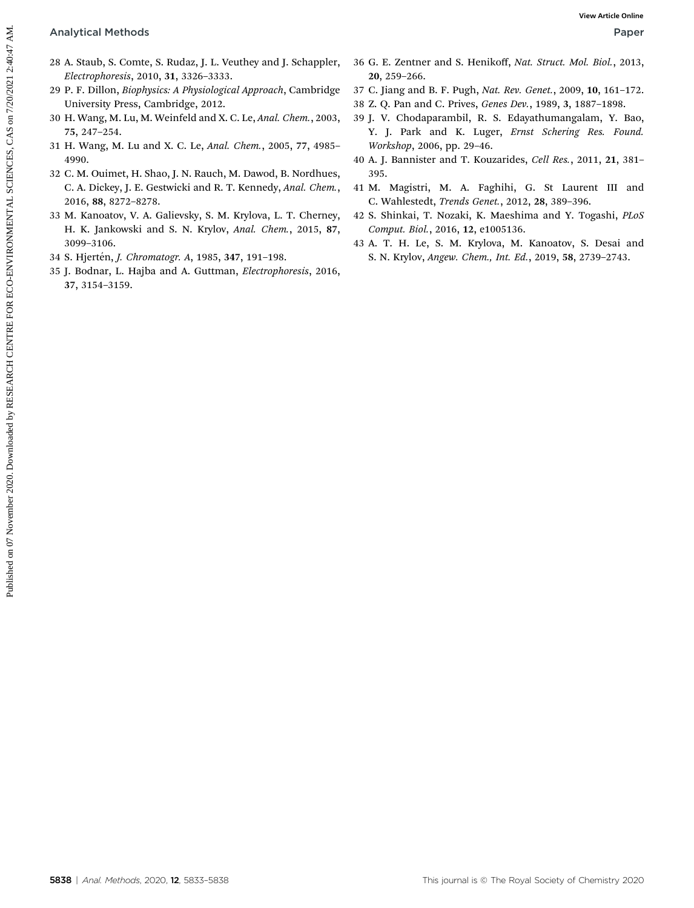28 A. Staub, S. Comte, S. Rudaz, J. L. Veuthey and J. Schappler, *Electrophoresis*, 2010, **31**, 3326–3333.

29 P. F. Dillon, *Biophysics: A Physiological Approach*, Cambridge University Press, Cambridge, 2012.

30 H. Wang, M. Lu, M. Weinfeld and X. C. Le, *Anal. Chem.*, 2003, **75**, 247–254.

31 H. Wang, M. Lu and X. C. Le, *Anal. Chem.*, 2005, **77**, 4985–4990.

32 C. M. Ouimet, H. Shao, J. N. Rauch, M. Dawod, B. Nordhues, C. A. Dickey, J. E. Gestwicki and R. T. Kennedy, *Anal. Chem.*, 2016, **88**, 8272–8278.

33 M. Kanoatov, V. A. Galievsky, S. M. Krylova, L. T. Cherney, H. K. Jankowski and S. N. Krylov, *Anal. Chem.*, 2015, **87**, 3099–3106.

34 S. Hjertén, *J. Chromatogr. A*, 1985, **347**, 191–198.

35 J. Bodnar, L. Hajba and A. Guttman, *Electrophoresis*, 2016, **37**, 3154–3159.

36 G. E. Zentner and S. Henikoff, *Nat. Struct. Mol. Biol.*, 2013, **20**, 259–266.

37 C. Jiang and B. F. Pugh, *Nat. Rev. Genet.*, 2009, **10**, 161–172.

38 Z. Q. Pan and C. Prives, *Genes Dev.*, 1989, **3**, 1887–1898.

39 J. V. Chodaparambil, R. S. Edayathumangalam, Y. Bao, Y. J. Park and K. Luger, *Ernst Schering Res. Found. Workshop*, 2006, pp. 29–46.

40 A. J. Bannister and T. Kouzarides, *Cell Res.*, 2011, **21**, 381–395.

41 M. Magistri, M. A. Faghihi, G. St Laurent III and C. Wahlestedt, *Trends Genet.*, 2012, **28**, 389–396.

42 S. Shinkai, T. Nozaki, K. Maeshima and Y. Togashi, *PLoS Comput. Biol.*, 2016, **12**, e1005136.

43 A. T. H. Le, S. M. Krylova, M. Kanoatov, S. Desai and S. N. Krylov, *Angew. Chem., Int. Ed.*, 2019, **58**, 2739–2743.